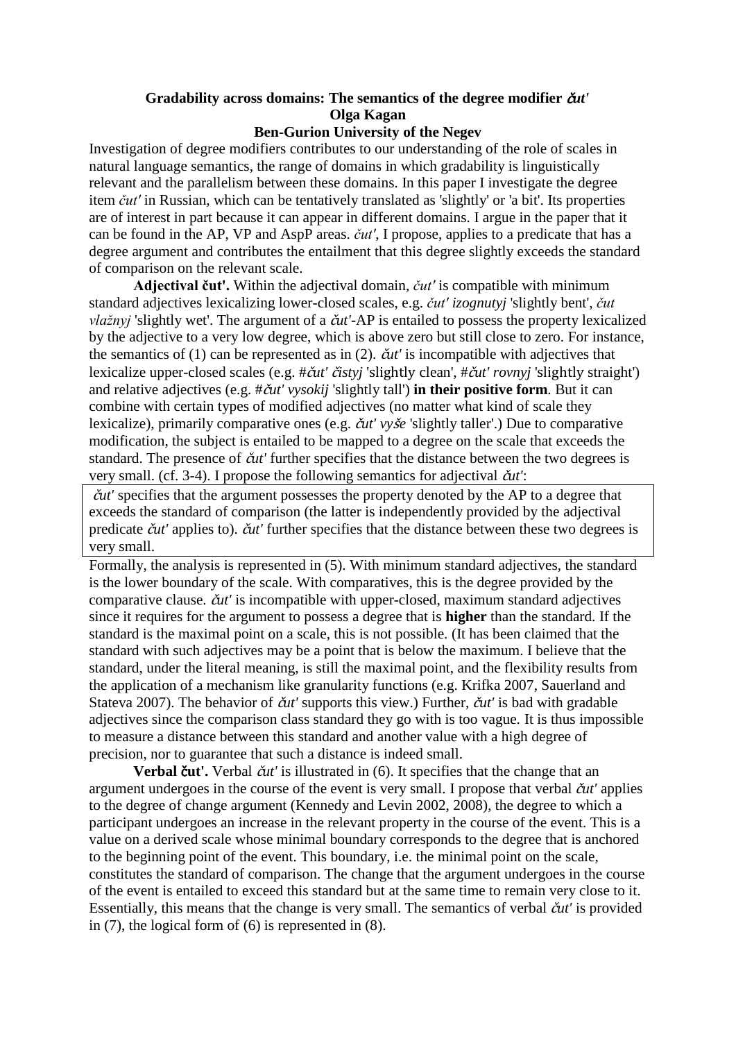**Gradability across domains: The semantics of the degree modifier *čut'***
**Olga Kagan**
**Ben-Gurion University of the Negev**

Investigation of degree modifiers contributes to our understanding of the role of scales in natural language semantics, the range of domains in which gradability is linguistically relevant and the parallelism between these domains. In this paper I investigate the degree item *čut'* in Russian, which can be tentatively translated as 'slightly' or 'a bit'. Its properties are of interest in part because it can appear in different domains. I argue in the paper that it can be found in the AP, VP and AspP areas. *čut'*, I propose, applies to a predicate that has a degree argument and contributes the entailment that this degree slightly exceeds the standard of comparison on the relevant scale.

**Adjectival čut'.** Within the adjectival domain, *čut'* is compatible with minimum standard adjectives lexicalizing lower-closed scales, e.g. *čut' izognutyj* 'slightly bent', *čut vlažnyj* 'slightly wet'. The argument of a *čut'*-AP is entailed to possess the property lexicalized by the adjective to a very low degree, which is above zero but still close to zero. For instance, the semantics of (1) can be represented as in (2). *čut'* is incompatible with adjectives that lexicalize upper-closed scales (e.g. #*čut' čistyj* 'slightly clean', #*čut' rovnyj* 'slightly straight') and relative adjectives (e.g. #*čut' vysokij* 'slightly tall') **in their positive form**. But it can combine with certain types of modified adjectives (no matter what kind of scale they lexicalize), primarily comparative ones (e.g. *čut' vyše* 'slightly taller'.) Due to comparative modification, the subject is entailed to be mapped to a degree on the scale that exceeds the standard. The presence of *čut'* further specifies that the distance between the two degrees is very small. (cf. 3-4). I propose the following semantics for adjectival *čut'*:

> *čut'* specifies that the argument possesses the property denoted by the AP to a degree that exceeds the standard of comparison (the latter is independently provided by the adjectival predicate *čut'* applies to). *čut'* further specifies that the distance between these two degrees is very small.

Formally, the analysis is represented in (5). With minimum standard adjectives, the standard is the lower boundary of the scale. With comparatives, this is the degree provided by the comparative clause. *čut'* is incompatible with upper-closed, maximum standard adjectives since it requires for the argument to possess a degree that is **higher** than the standard. If the standard is the maximal point on a scale, this is not possible. (It has been claimed that the standard with such adjectives may be a point that is below the maximum. I believe that the standard, under the literal meaning, is still the maximal point, and the flexibility results from the application of a mechanism like granularity functions (e.g. Krifka 2007, Sauerland and Stateva 2007). The behavior of *čut'* supports this view.) Further, *čut'* is bad with gradable adjectives since the comparison class standard they go with is too vague. It is thus impossible to measure a distance between this standard and another value with a high degree of precision, nor to guarantee that such a distance is indeed small.

**Verbal čut'.** Verbal *čut'* is illustrated in (6). It specifies that the change that an argument undergoes in the course of the event is very small. I propose that verbal *čut'* applies to the degree of change argument (Kennedy and Levin 2002, 2008), the degree to which a participant undergoes an increase in the relevant property in the course of the event. This is a value on a derived scale whose minimal boundary corresponds to the degree that is anchored to the beginning point of the event. This boundary, i.e. the minimal point on the scale, constitutes the standard of comparison. The change that the argument undergoes in the course of the event is entailed to exceed this standard but at the same time to remain very close to it. Essentially, this means that the change is very small. The semantics of verbal *čut'* is provided in (7), the logical form of (6) is represented in (8).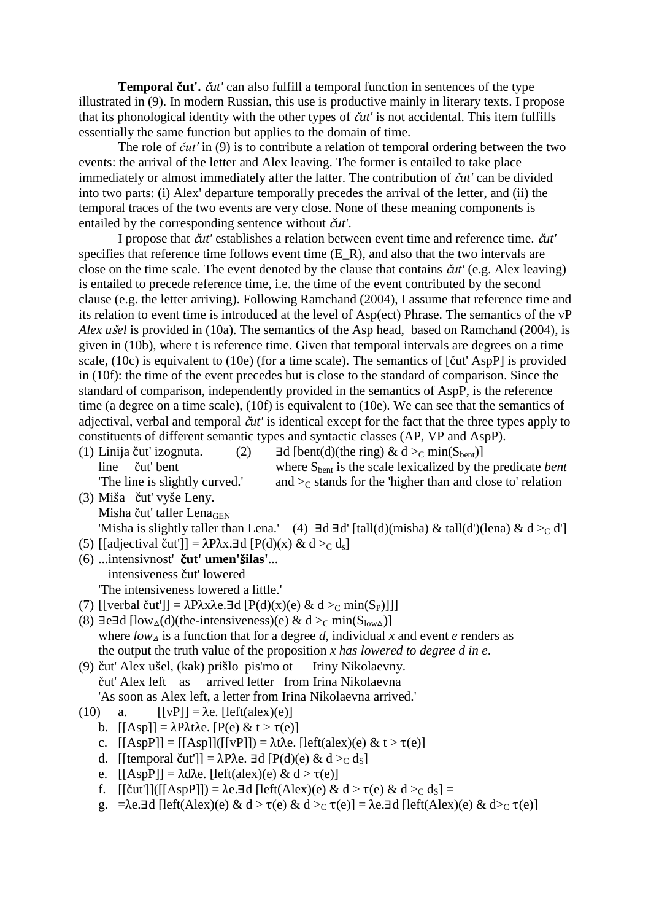**Temporal čut'.** *čut'* can also fulfill a temporal function in sentences of the type illustrated in (9). In modern Russian, this use is productive mainly in literary texts. I propose that its phonological identity with the other types of *čut'* is not accidental. This item fulfills essentially the same function but applies to the domain of time.

The role of *čut'* in (9) is to contribute a relation of temporal ordering between the two events: the arrival of the letter and Alex leaving. The former is entailed to take place immediately or almost immediately after the latter. The contribution of *čut'* can be divided into two parts: (i) Alex' departure temporally precedes the arrival of the letter, and (ii) the temporal traces of the two events are very close. None of these meaning components is entailed by the corresponding sentence without *čut'*.

I propose that *čut'* establishes a relation between event time and reference time. *čut'* specifies that reference time follows event time (E_R), and also that the two intervals are close on the time scale. The event denoted by the clause that contains *čut'* (e.g. Alex leaving) is entailed to precede reference time, i.e. the time of the event contributed by the second clause (e.g. the letter arriving). Following Ramchand (2004), I assume that reference time and its relation to event time is introduced at the level of Asp(ect) Phrase. The semantics of the vP *Alex ušel* is provided in (10a). The semantics of the Asp head, based on Ramchand (2004), is given in (10b), where t is reference time. Given that temporal intervals are degrees on a time scale, (10c) is equivalent to (10e) (for a time scale). The semantics of [čut' AspP] is provided in (10f): the time of the event precedes but is close to the standard of comparison. Since the standard of comparison, independently provided in the semantics of AspP, is the reference time (a degree on a time scale), (10f) is equivalent to (10e). We can see that the semantics of adjectival, verbal and temporal *čut'* is identical except for the fact that the three types apply to constituents of different semantic types and syntactic classes (AP, VP and AspP).

(1) Linija čut' izognuta.
  line  čut' bent
  'The line is slightly curved.'

(2) $\exists d\,[\text{bent}(d)(\text{the ring})\ \&\ d >_C \min(S_{bent})]$
  where $S_{bent}$ is the scale lexicalized by the predicate *bent* and $>_C$ stands for the 'higher than and close to' relation

(3) Miša  čut' vyše Leny.
  Misha čut' taller $\text{Lena}_{GEN}$
  'Misha is slightly taller than Lena.'

(4) $\exists d\,\exists d'\,[\text{tall}(d)(\text{misha})\ \&\ \text{tall}(d')(\text{lena})\ \&\ d >_C d']$

(5) $[[\text{adjectival čut'}]] = \lambda P\lambda x.\exists d\,[P(d)(x)\ \&\ d >_C d_s]$

(6) ...intensivnost' **čut' umen'šilas'**...
  intensiveness čut' lowered
  'The intensiveness lowered a little.'

(7) $[[\text{verbal čut'}]] = \lambda P\lambda x\lambda e.\exists d\,[P(d)(x)(e)\ \&\ d >_C \min(S_P)]]]$

(8) $\exists e\exists d\,[\text{low}_\Delta(d)(\text{the-intensiveness})(e)\ \&\ d >_C \min(S_{low\Delta})]$
  where $low_\Delta$ is a function that for a degree *d*, individual *x* and event *e* renders as the output the truth value of the proposition *x has lowered to degree d in e*.

(9) čut' Alex ušel, (kak) prišlo pis'mo ot  Iriny Nikolaevny.
  čut' Alex left  as  arrived letter from Irina Nikolaevna
  'As soon as Alex left, a letter from Irina Nikolaevna arrived.'

(10) a. $[[vP]] = \lambda e.\,[\text{left}(\text{alex})(e)]$
  b. $[[Asp]] = \lambda P\lambda t\lambda e.\,[P(e)\ \&\ t > \tau(e)]$
  c. $[[AspP]] = [[Asp]]([[vP]]) = \lambda t\lambda e.\,[\text{left}(\text{alex})(e)\ \&\ t > \tau(e)]$
  d. $[[\text{temporal čut'}]] = \lambda P\lambda e.\,\exists d\,[P(d)(e)\ \&\ d >_C d_S]$
  e. $[[AspP]] = \lambda d\lambda e.\,[\text{left}(\text{alex})(e)\ \&\ d > \tau(e)]$
  f. $[[\text{čut'}]]([[AspP]]) = \lambda e.\exists d\,[\text{left}(\text{Alex})(e)\ \&\ d > \tau(e)\ \&\ d >_C d_S] =$
  g. $=\lambda e.\exists d\,[\text{left}(\text{Alex})(e)\ \&\ d > \tau(e)\ \&\ d >_C \tau(e)] = \lambda e.\exists d\,[\text{left}(\text{Alex})(e)\ \&\ d >_C \tau(e)]$